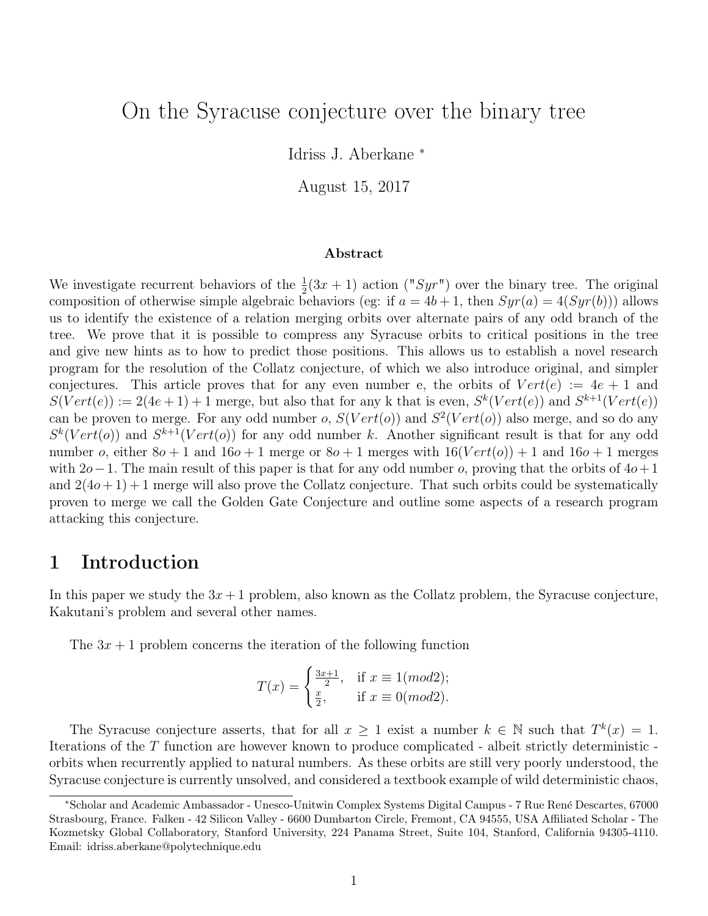# On the Syracuse conjecture over the binary tree

Idriss J. Aberkane *

August 15, 2017

### Abstract

We investigate recurrent behaviors of the $\frac{1}{2}(3x+1)$ action ("$Syr$") over the binary tree. The original composition of otherwise simple algebraic behaviors (eg: if $a = 4b+1$, then $Syr(a) = 4(Syr(b))$) allows us to identify the existence of a relation merging orbits over alternate pairs of any odd branch of the tree. We prove that it is possible to compress any Syracuse orbits to critical positions in the tree and give new hints as to how to predict those positions. This allows us to establish a novel research program for the resolution of the Collatz conjecture, of which we also introduce original, and simpler conjectures. This article proves that for any even number e, the orbits of $Vert(e) := 4e+1$ and $S(Vert(e)) := 2(4e+1)+1$ merge, but also that for any k that is even, $S^k(Vert(e))$ and $S^{k+1}(Vert(e))$ can be proven to merge. For any odd number $o$, $S(Vert(o))$ and $S^2(Vert(o))$ also merge, and so do any $S^k(Vert(o))$ and $S^{k+1}(Vert(o))$ for any odd number $k$. Another significant result is that for any odd number $o$, either $8o+1$ and $16o+1$ merge or $8o+1$ merges with $16(Vert(o))+1$ and $16o+1$ merges with $2o-1$. The main result of this paper is that for any odd number $o$, proving that the orbits of $4o+1$ and $2(4o+1)+1$ merge will also prove the Collatz conjecture. That such orbits could be systematically proven to merge we call the Golden Gate Conjecture and outline some aspects of a research program attacking this conjecture.

## 1 Introduction

In this paper we study the $3x+1$ problem, also known as the Collatz problem, the Syracuse conjecture, Kakutani's problem and several other names.

The $3x+1$ problem concerns the iteration of the following function

$$T(x) = \begin{cases} \frac{3x+1}{2}, & \text{if } x \equiv 1 (mod 2); \\ \frac{x}{2}, & \text{if } x \equiv 0 (mod 2). \end{cases}$$

The Syracuse conjecture asserts, that for all $x \geq 1$ exist a number $k \in \mathbb{N}$ such that $T^k(x) = 1$. Iterations of the $T$ function are however known to produce complicated - albeit strictly deterministic - orbits when recurrently applied to natural numbers. As these orbits are still very poorly understood, the Syracuse conjecture is currently unsolved, and considered a textbook example of wild deterministic chaos,

*Scholar and Academic Ambassador - Unesco-Unitwin Complex Systems Digital Campus - 7 Rue René Descartes, 67000 Strasbourg, France. Falken - 42 Silicon Valley - 6600 Dumbarton Circle, Fremont, CA 94555, USA Affiliated Scholar - The Kozmetsky Global Collaboratory, Stanford University, 224 Panama Street, Suite 104, Stanford, California 94305-4110. Email: idriss.aberkane@polytechnique.edu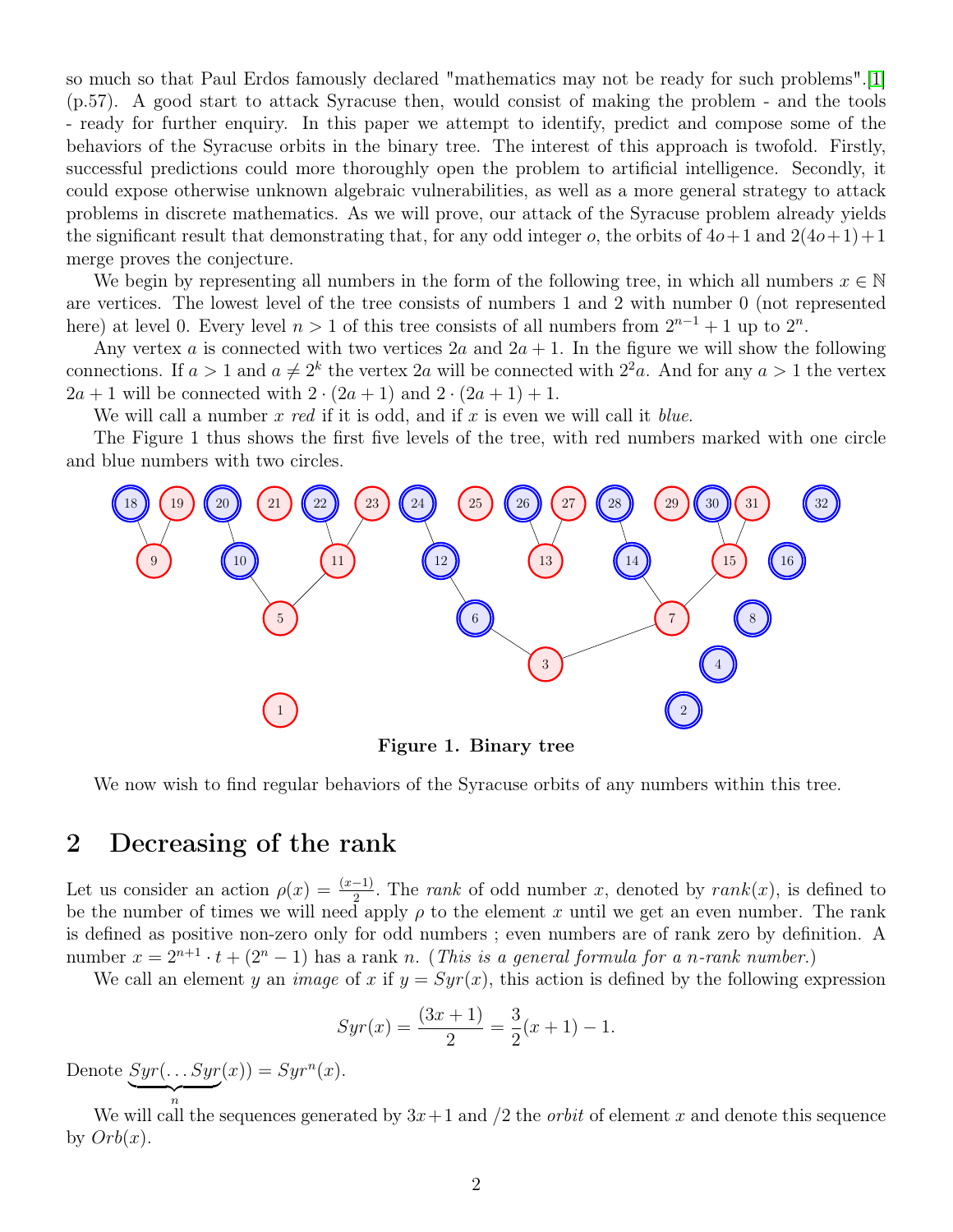so much so that Paul Erdos famously declared "mathematics may not be ready for such problems".[1] (p.57). A good start to attack Syracuse then, would consist of making the problem - and the tools - ready for further enquiry. In this paper we attempt to identify, predict and compose some of the behaviors of the Syracuse orbits in the binary tree. The interest of this approach is twofold. Firstly, successful predictions could more thoroughly open the problem to artificial intelligence. Secondly, it could expose otherwise unknown algebraic vulnerabilities, as well as a more general strategy to attack problems in discrete mathematics. As we will prove, our attack of the Syracuse problem already yields the significant result that demonstrating that, for any odd integer $o$, the orbits of $4o+1$ and $2(4o+1)+1$ merge proves the conjecture.

We begin by representing all numbers in the form of the following tree, in which all numbers $x \in \mathbb{N}$ are vertices. The lowest level of the tree consists of numbers 1 and 2 with number 0 (not represented here) at level 0. Every level $n > 1$ of this tree consists of all numbers from $2^{n-1}+1$ up to $2^n$.

Any vertex $a$ is connected with two vertices $2a$ and $2a+1$. In the figure we will show the following connections. If $a > 1$ and $a \neq 2^k$ the vertex $2a$ will be connected with $2^2a$. And for any $a > 1$ the vertex $2a+1$ will be connected with $2 \cdot (2a+1)$ and $2 \cdot (2a+1)+1$.

We will call a number $x$ *red* if it is odd, and if $x$ is even we will call it *blue*.

The Figure 1 thus shows the first five levels of the tree, with red numbers marked with one circle and blue numbers with two circles.

**Figure 1. Binary tree**

We now wish to find regular behaviors of the Syracuse orbits of any numbers within this tree.

## 2 Decreasing of the rank

Let us consider an action $\rho(x) = \frac{(x-1)}{2}$. The *rank* of odd number $x$, denoted by $rank(x)$, is defined to be the number of times we will need apply $\rho$ to the element $x$ until we get an even number. The rank is defined as positive non-zero only for odd numbers ; even numbers are of rank zero by definition. A number $x = 2^{n+1} \cdot t + (2^n - 1)$ has a rank $n$. (*This is a general formula for a n-rank number.*)

We call an element $y$ an *image* of $x$ if $y = Syr(x)$, this action is defined by the following expression

$$Syr(x) = \frac{(3x+1)}{2} = \frac{3}{2}(x+1) - 1.$$

Denote $\underbrace{Syr(\ldots Syr}_{n}(x)) = Syr^n(x)$.

We will call the sequences generated by $3x+1$ and $/2$ the *orbit* of element $x$ and denote this sequence by $Orb(x)$.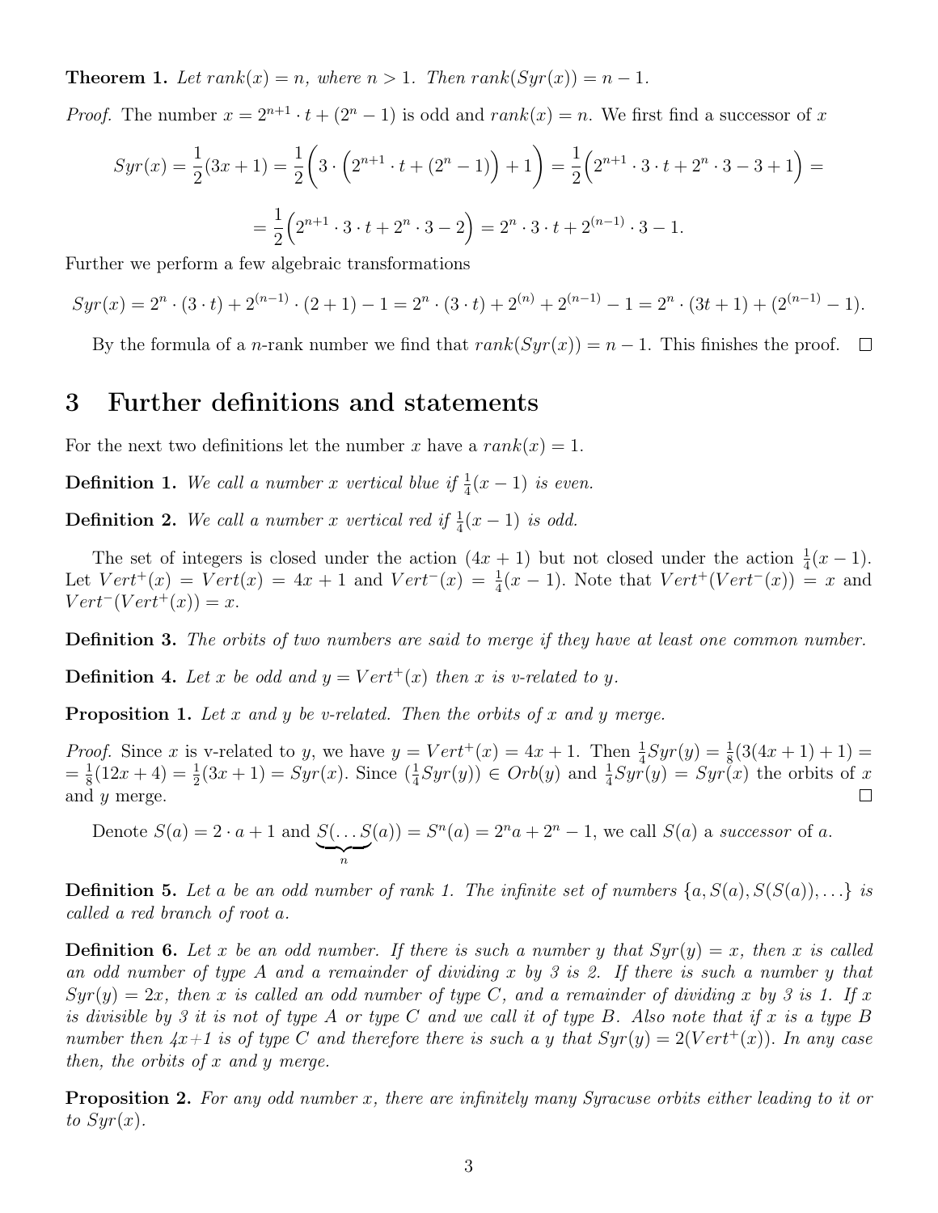**Theorem 1.** *Let $rank(x) = n$, where $n > 1$. Then $rank(Syr(x)) = n - 1$.*

*Proof.* The number $x = 2^{n+1} \cdot t + (2^n - 1)$ is odd and $rank(x) = n$. We first find a successor of $x$

$$Syr(x) = \frac{1}{2}(3x+1) = \frac{1}{2}\Big(3 \cdot \Big(2^{n+1} \cdot t + (2^n - 1)\Big) + 1\Big) = \frac{1}{2}\Big(2^{n+1} \cdot 3 \cdot t + 2^n \cdot 3 - 3 + 1\Big) =$$

$$= \frac{1}{2}\Big(2^{n+1} \cdot 3 \cdot t + 2^n \cdot 3 - 2\Big) = 2^n \cdot 3 \cdot t + 2^{(n-1)} \cdot 3 - 1.$$

Further we perform a few algebraic transformations

$$Syr(x) = 2^n \cdot (3 \cdot t) + 2^{(n-1)} \cdot (2+1) - 1 = 2^n \cdot (3 \cdot t) + 2^{(n)} + 2^{(n-1)} - 1 = 2^n \cdot (3t+1) + (2^{(n-1)} - 1).$$

By the formula of a $n$-rank number we find that $rank(Syr(x)) = n - 1$. This finishes the proof. □

## 3 Further definitions and statements

For the next two definitions let the number $x$ have a $rank(x) = 1$.

**Definition 1.** *We call a number $x$ vertical blue if $\frac{1}{4}(x-1)$ is even.*

**Definition 2.** *We call a number $x$ vertical red if $\frac{1}{4}(x-1)$ is odd.*

The set of integers is closed under the action $(4x + 1)$ but not closed under the action $\frac{1}{4}(x-1)$. Let $Vert^+(x) = Vert(x) = 4x + 1$ and $Vert^-(x) = \frac{1}{4}(x-1)$. Note that $Vert^+(Vert^-(x)) = x$ and $Vert^-(Vert^+(x)) = x$.

**Definition 3.** *The orbits of two numbers are said to merge if they have at least one common number.*

**Definition 4.** *Let $x$ be odd and $y = Vert^+(x)$ then $x$ is v-related to $y$.*

**Proposition 1.** *Let $x$ and $y$ be v-related. Then the orbits of $x$ and $y$ merge.*

*Proof.* Since $x$ is v-related to $y$, we have $y = Vert^+(x) = 4x + 1$. Then $\frac{1}{4}Syr(y) = \frac{1}{8}(3(4x+1)+1) = = \frac{1}{8}(12x+4) = \frac{1}{2}(3x+1) = Syr(x)$. Since $(\frac{1}{4}Syr(y)) \in Orb(y)$ and $\frac{1}{4}Syr(y) = Syr(x)$ the orbits of $x$ and $y$ merge. □

Denote $S(a) = 2 \cdot a + 1$ and $\underbrace{S(\ldots S}_{n}(a)) = S^n(a) = 2^n a + 2^n - 1$, we call $S(a)$ a *successor* of $a$.

**Definition 5.** *Let $a$ be an odd number of rank 1. The infinite set of numbers $\{a, S(a), S(S(a)), \ldots\}$ is called a red branch of root $a$.*

**Definition 6.** *Let $x$ be an odd number. If there is such a number $y$ that $Syr(y) = x$, then $x$ is called an odd number of type A and a remainder of dividing $x$ by 3 is 2. If there is such a number $y$ that $Syr(y) = 2x$, then $x$ is called an odd number of type C, and a remainder of dividing $x$ by 3 is 1. If $x$ is divisible by 3 it is not of type A or type C and we call it of type B. Also note that if $x$ is a type B number then $4x+1$ is of type C and therefore there is such a $y$ that $Syr(y) = 2(Vert^+(x))$. In any case then, the orbits of $x$ and $y$ merge.*

**Proposition 2.** *For any odd number $x$, there are infinitely many Syracuse orbits either leading to it or to $Syr(x)$.*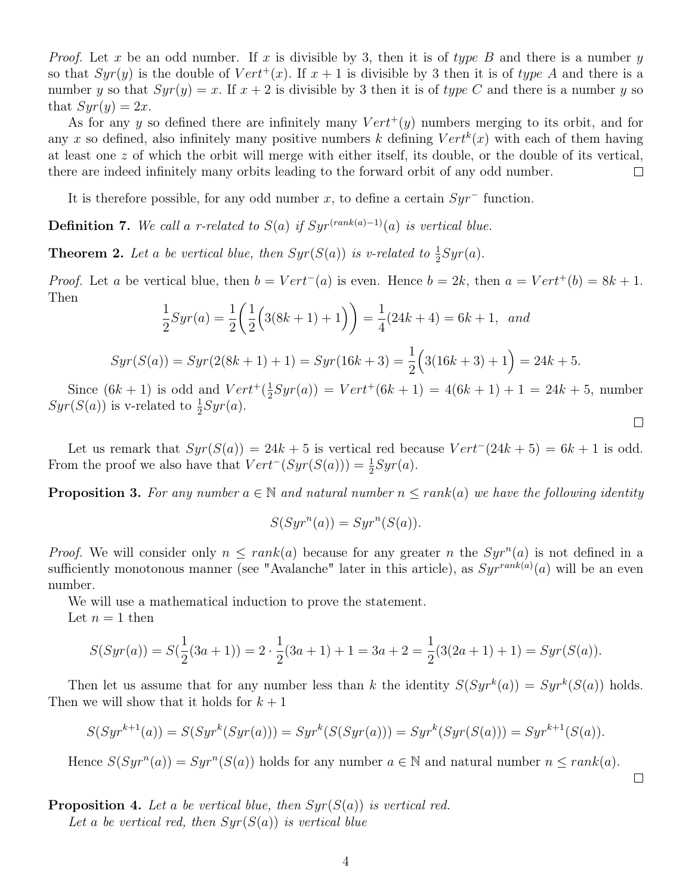*Proof.* Let $x$ be an odd number. If $x$ is divisible by 3, then it is of *type B* and there is a number $y$ so that $Syr(y)$ is the double of $Vert^+(x)$. If $x+1$ is divisible by 3 then it is of *type A* and there is a number $y$ so that $Syr(y) = x$. If $x+2$ is divisible by 3 then it is of *type C* and there is a number $y$ so that $Syr(y) = 2x$.

As for any $y$ so defined there are infinitely many $Vert^+(y)$ numbers merging to its orbit, and for any $x$ so defined, also infinitely many positive numbers $k$ defining $Vert^k(x)$ with each of them having at least one $z$ of which the orbit will merge with either itself, its double, or the double of its vertical, there are indeed infinitely many orbits leading to the forward orbit of any odd number. □

It is therefore possible, for any odd number $x$, to define a certain $Syr^-$ function.

**Definition 7.** *We call a r-related to $S(a)$ if $Syr^{(rank(a)-1)}(a)$ is vertical blue.*

**Theorem 2.** *Let $a$ be vertical blue, then $Syr(S(a))$ is v-related to $\frac{1}{2}Syr(a)$.*

*Proof.* Let $a$ be vertical blue, then $b = Vert^-(a)$ is even. Hence $b = 2k$, then $a = Vert^+(b) = 8k+1$. Then

$$\frac{1}{2}Syr(a) = \frac{1}{2}\Big(\frac{1}{2}\Big(3(8k+1)+1\Big)\Big) = \frac{1}{4}(24k+4) = 6k+1, \quad and$$

$$Syr(S(a)) = Syr(2(8k+1)+1) = Syr(16k+3) = \frac{1}{2}\Big(3(16k+3)+1\Big) = 24k+5.$$

Since $(6k+1)$ is odd and $Vert^+(\frac{1}{2}Syr(a)) = Vert^+(6k+1) = 4(6k+1)+1 = 24k+5$, number $Syr(S(a))$ is v-related to $\frac{1}{2}Syr(a)$.

□

Let us remark that $Syr(S(a)) = 24k+5$ is vertical red because $Vert^-(24k+5) = 6k+1$ is odd. From the proof we also have that $Vert^-(Syr(S(a))) = \frac{1}{2}Syr(a)$.

**Proposition 3.** *For any number $a \in \mathbb{N}$ and natural number $n \leq rank(a)$ we have the following identity*

$$S(Syr^n(a)) = Syr^n(S(a)).$$

*Proof.* We will consider only $n \leq rank(a)$ because for any greater $n$ the $Syr^n(a)$ is not defined in a sufficiently monotonous manner (see "Avalanche" later in this article), as $Syr^{rank(a)}(a)$ will be an even number.

We will use a mathematical induction to prove the statement.

Let $n = 1$ then

$$S(Syr(a)) = S(\frac{1}{2}(3a+1)) = 2 \cdot \frac{1}{2}(3a+1) + 1 = 3a+2 = \frac{1}{2}(3(2a+1)+1) = Syr(S(a)).$$

Then let us assume that for any number less than $k$ the identity $S(Syr^k(a)) = Syr^k(S(a))$ holds. Then we will show that it holds for $k+1$

$$S(Syr^{k+1}(a)) = S(Syr^k(Syr(a))) = Syr^k(S(Syr(a))) = Syr^k(Syr(S(a))) = Syr^{k+1}(S(a)).$$

Hence $S(Syr^n(a)) = Syr^n(S(a))$ holds for any number $a \in \mathbb{N}$ and natural number $n \leq rank(a)$.

□

**Proposition 4.** *Let $a$ be vertical blue, then $Syr(S(a))$ is vertical red.*
*Let $a$ be vertical red, then $Syr(S(a))$ is vertical blue*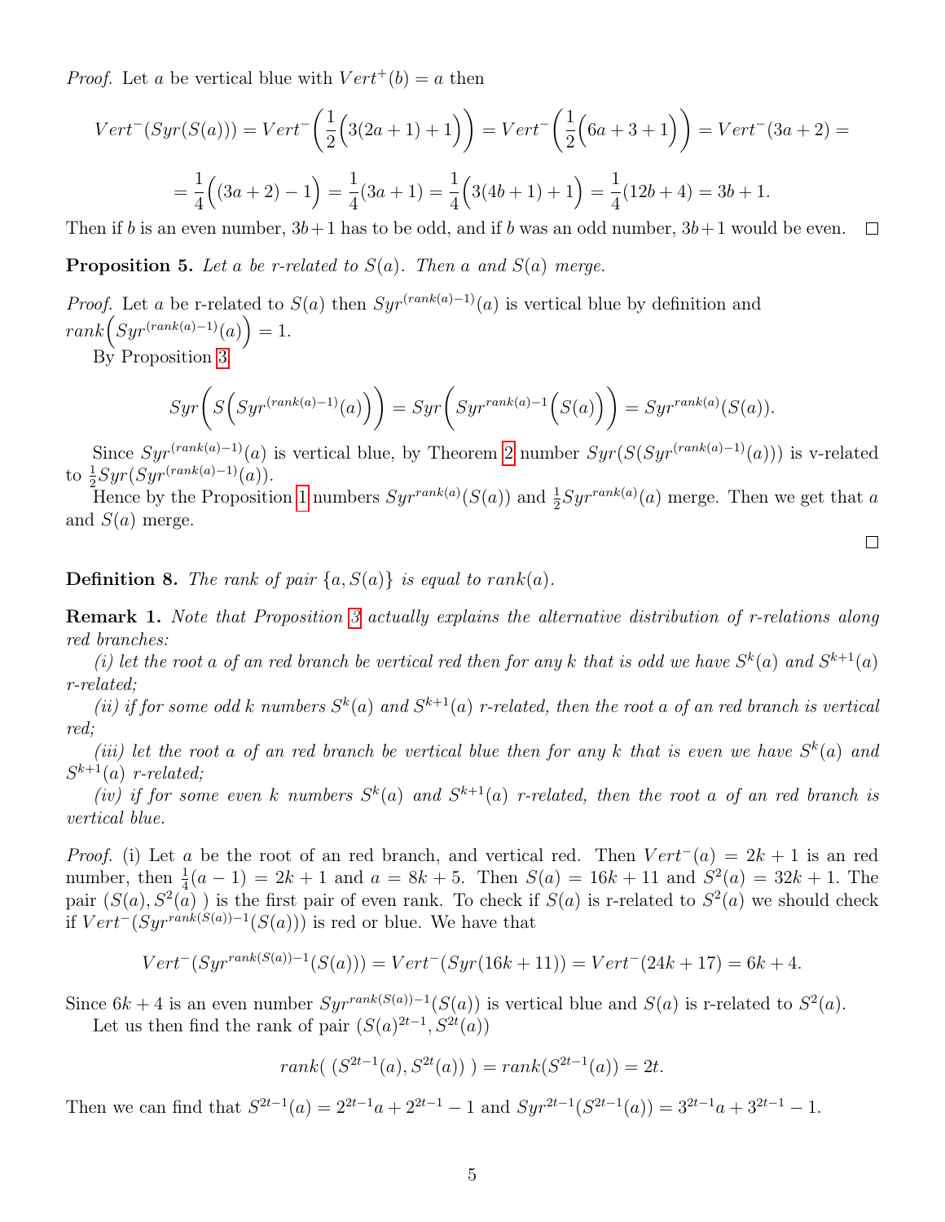*Proof.* Let $a$ be vertical blue with $Vert^{+}(b) = a$ then

$$Vert^{-}(Syr(S(a))) = Vert^{-}\left(\frac{1}{2}\Big(3(2a+1)+1\Big)\right) = Vert^{-}\left(\frac{1}{2}\Big(6a+3+1\Big)\right) = Vert^{-}(3a+2) =$$

$$= \frac{1}{4}\Big((3a+2)-1\Big) = \frac{1}{4}(3a+1) = \frac{1}{4}\Big(3(4b+1)+1\Big) = \frac{1}{4}(12b+4) = 3b+1.$$

Then if $b$ is an even number, $3b+1$ has to be odd, and if $b$ was an odd number, $3b+1$ would be even. □

**Proposition 5.** *Let $a$ be r-related to $S(a)$. Then $a$ and $S(a)$ merge.*

*Proof.* Let $a$ be r-related to $S(a)$ then $Syr^{(rank(a)-1)}(a)$ is vertical blue by definition and $rank\Big(Syr^{(rank(a)-1)}(a)\Big) = 1$.

By Proposition 3

$$Syr\bigg(S\Big(Syr^{(rank(a)-1)}(a)\Big)\bigg) = Syr\bigg(Syr^{rank(a)-1}\Big(S(a)\Big)\bigg) = Syr^{rank(a)}(S(a)).$$

Since $Syr^{(rank(a)-1)}(a)$ is vertical blue, by Theorem 2 number $Syr(S(Syr^{(rank(a)-1)}(a)))$ is v-related to $\frac{1}{2}Syr(Syr^{(rank(a)-1)}(a))$.

Hence by the Proposition 1 numbers $Syr^{rank(a)}(S(a))$ and $\frac{1}{2}Syr^{rank(a)}(a)$ merge. Then we get that $a$ and $S(a)$ merge.

□

**Definition 8.** *The rank of pair $\{a, S(a)\}$ is equal to $rank(a)$.*

**Remark 1.** *Note that Proposition 3 actually explains the alternative distribution of r-relations along red branches:*

*(i) let the root $a$ of an red branch be vertical red then for any $k$ that is odd we have $S^{k}(a)$ and $S^{k+1}(a)$ r-related;*

*(ii) if for some odd $k$ numbers $S^{k}(a)$ and $S^{k+1}(a)$ r-related, then the root $a$ of an red branch is vertical red;*

*(iii) let the root $a$ of an red branch be vertical blue then for any $k$ that is even we have $S^{k}(a)$ and $S^{k+1}(a)$ r-related;*

*(iv) if for some even $k$ numbers $S^{k}(a)$ and $S^{k+1}(a)$ r-related, then the root $a$ of an red branch is vertical blue.*

*Proof.* (i) Let $a$ be the root of an red branch, and vertical red. Then $Vert^{-}(a) = 2k+1$ is an red number, then $\frac{1}{4}(a-1) = 2k+1$ and $a = 8k+5$. Then $S(a) = 16k+11$ and $S^{2}(a) = 32k+1$. The pair $(S(a), S^{2}(a)$ ) is the first pair of even rank. To check if $S(a)$ is r-related to $S^{2}(a)$ we should check if $Vert^{-}(Syr^{rank(S(a))-1}(S(a)))$ is red or blue. We have that

$$Vert^{-}(Syr^{rank(S(a))-1}(S(a))) = Vert^{-}(Syr(16k+11)) = Vert^{-}(24k+17) = 6k+4.$$

Since $6k+4$ is an even number $Syr^{rank(S(a))-1}(S(a))$ is vertical blue and $S(a)$ is r-related to $S^{2}(a)$.

Let us then find the rank of pair $(S(a)^{2t-1}, S^{2t}(a))$

$$rank(\ (S^{2t-1}(a), S^{2t}(a))\ ) = rank(S^{2t-1}(a)) = 2t.$$

Then we can find that $S^{2t-1}(a) = 2^{2t-1}a + 2^{2t-1} - 1$ and $Syr^{2t-1}(S^{2t-1}(a)) = 3^{2t-1}a + 3^{2t-1} - 1$.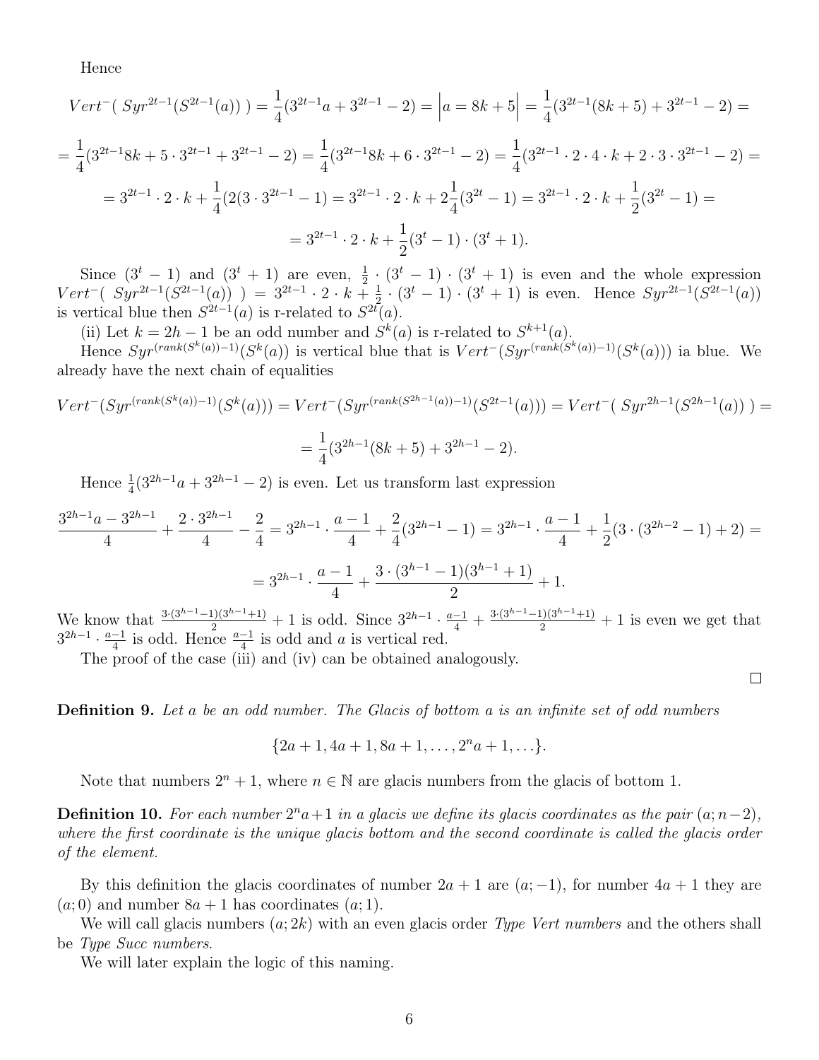Hence

$$Vert^{-}(\ Syr^{2t-1}(S^{2t-1}(a))\ ) = \frac{1}{4}(3^{2t-1}a + 3^{2t-1} - 2) = \Big| a = 8k+5 \Big| = \frac{1}{4}(3^{2t-1}(8k+5) + 3^{2t-1} - 2) =$$

$$= \frac{1}{4}(3^{2t-1}8k + 5\cdot 3^{2t-1} + 3^{2t-1} - 2) = \frac{1}{4}(3^{2t-1}8k + 6\cdot 3^{2t-1} - 2) = \frac{1}{4}(3^{2t-1}\cdot 2\cdot 4\cdot k + 2\cdot 3\cdot 3^{2t-1} - 2) =$$

$$= 3^{2t-1}\cdot 2\cdot k + \frac{1}{4}(2(3\cdot 3^{2t-1} - 1) = 3^{2t-1}\cdot 2\cdot k + 2\frac{1}{4}(3^{2t} - 1) = 3^{2t-1}\cdot 2\cdot k + \frac{1}{2}(3^{2t} - 1) =$$

$$= 3^{2t-1}\cdot 2\cdot k + \frac{1}{2}(3^{t} - 1)\cdot(3^{t} + 1).$$

Since $(3^t - 1)$ and $(3^t + 1)$ are even, $\frac{1}{2}\cdot(3^t - 1)\cdot(3^t + 1)$ is even and the whole expression $Vert^{-}(\ Syr^{2t-1}(S^{2t-1}(a))\ ) = 3^{2t-1}\cdot 2\cdot k + \frac{1}{2}\cdot(3^t - 1)\cdot(3^t + 1)$ is even. Hence $Syr^{2t-1}(S^{2t-1}(a))$ is vertical blue then $S^{2t-1}(a)$ is r-related to $S^{2t}(a)$.

(ii) Let $k = 2h - 1$ be an odd number and $S^k(a)$ is r-related to $S^{k+1}(a)$.

Hence $Syr^{(rank(S^k(a))-1)}(S^k(a))$ is vertical blue that is $Vert^{-}(Syr^{(rank(S^k(a))-1)}(S^k(a)))$ ia blue. We already have the next chain of equalities

$$Vert^{-}(Syr^{(rank(S^k(a))-1)}(S^k(a))) = Vert^{-}(Syr^{(rank(S^{2h-1}(a))-1)}(S^{2t-1}(a))) = Vert^{-}(\ Syr^{2h-1}(S^{2h-1}(a))\ ) =$$

$$= \frac{1}{4}(3^{2h-1}(8k+5) + 3^{2h-1} - 2).$$

Hence $\frac{1}{4}(3^{2h-1}a + 3^{2h-1} - 2)$ is even. Let us transform last expression

$$\frac{3^{2h-1}a - 3^{2h-1}}{4} + \frac{2\cdot 3^{2h-1}}{4} - \frac{2}{4} = 3^{2h-1}\cdot\frac{a-1}{4} + \frac{2}{4}(3^{2h-1} - 1) = 3^{2h-1}\cdot\frac{a-1}{4} + \frac{1}{2}(3\cdot(3^{2h-2} - 1) + 2) =$$

$$= 3^{2h-1}\cdot\frac{a-1}{4} + \frac{3\cdot(3^{h-1} - 1)(3^{h-1} + 1)}{2} + 1.$$

We know that $\frac{3\cdot(3^{h-1}-1)(3^{h-1}+1)}{2} + 1$ is odd. Since $3^{2h-1}\cdot\frac{a-1}{4} + \frac{3\cdot(3^{h-1}-1)(3^{h-1}+1)}{2} + 1$ is even we get that $3^{2h-1}\cdot\frac{a-1}{4}$ is odd. Hence $\frac{a-1}{4}$ is odd and $a$ is vertical red.

The proof of the case (iii) and (iv) can be obtained analogously.

□

**Definition 9.** *Let $a$ be an odd number. The Glacis of bottom $a$ is an infinite set of odd numbers*

$$\{2a+1, 4a+1, 8a+1, \ldots, 2^n a + 1, \ldots\}.$$

Note that numbers $2^n + 1$, where $n \in \mathbb{N}$ are glacis numbers from the glacis of bottom 1.

**Definition 10.** *For each number $2^n a + 1$ in a glacis we define its glacis coordinates as the pair $(a; n-2)$, where the first coordinate is the unique glacis bottom and the second coordinate is called the glacis order of the element.*

By this definition the glacis coordinates of number $2a+1$ are $(a; -1)$, for number $4a+1$ they are $(a; 0)$ and number $8a+1$ has coordinates $(a; 1)$.

We will call glacis numbers $(a; 2k)$ with an even glacis order *Type Vert numbers* and the others shall be *Type Succ numbers*.

We will later explain the logic of this naming.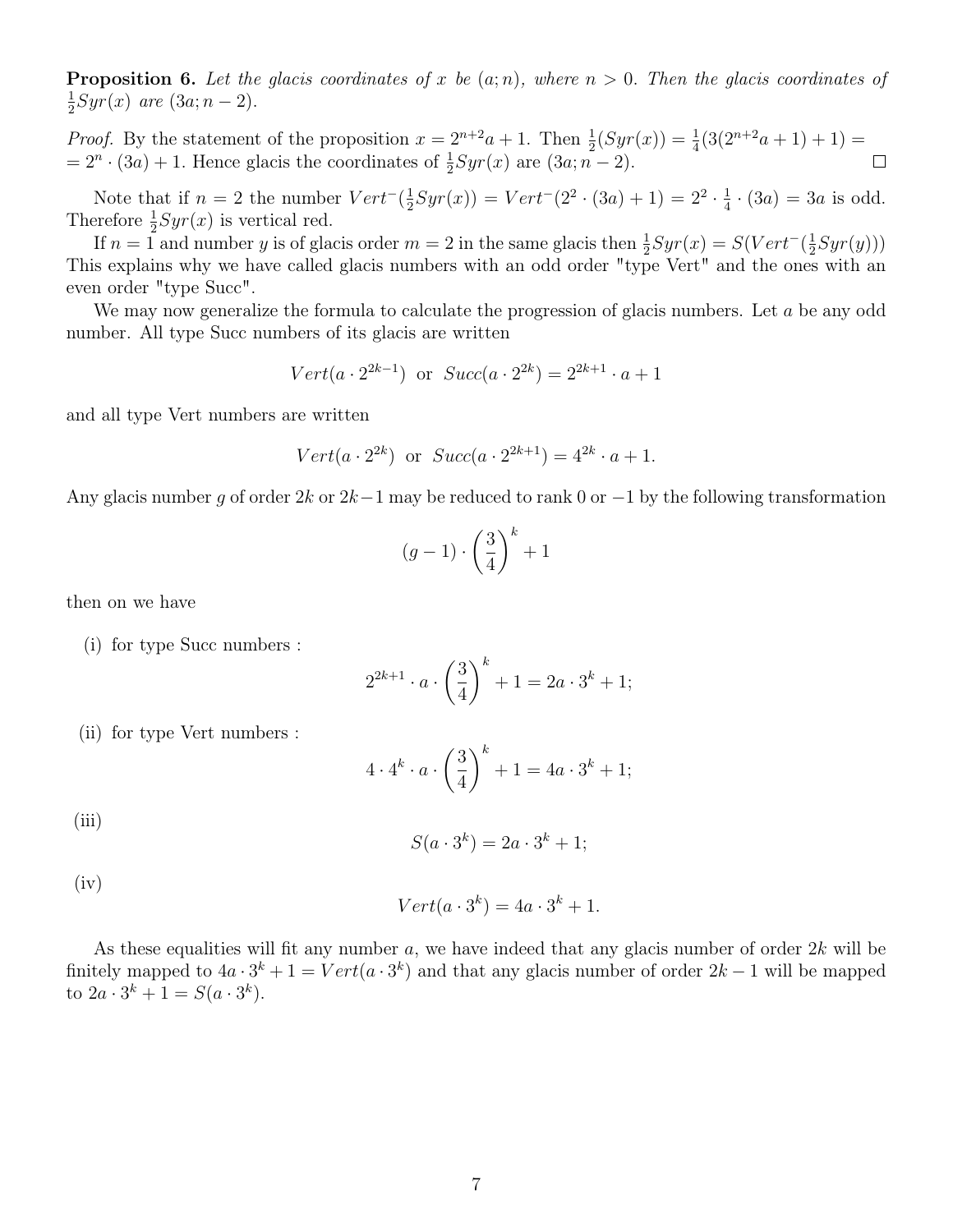**Proposition 6.** *Let the glacis coordinates of $x$ be $(a; n)$, where $n > 0$. Then the glacis coordinates of $\frac{1}{2}Syr(x)$ are $(3a; n-2)$.*

*Proof.* By the statement of the proposition $x = 2^{n+2}a + 1$. Then $\frac{1}{2}(Syr(x)) = \frac{1}{4}(3(2^{n+2}a+1)+1) =$ $= 2^n \cdot (3a) + 1$. Hence glacis the coordinates of $\frac{1}{2}Syr(x)$ are $(3a; n-2)$. □

Note that if $n = 2$ the number $Vert^{-}(\frac{1}{2}Syr(x)) = Vert^{-}(2^2 \cdot (3a) + 1) = 2^2 \cdot \frac{1}{4} \cdot (3a) = 3a$ is odd. Therefore $\frac{1}{2}Syr(x)$ is vertical red.

If $n = 1$ and number $y$ is of glacis order $m = 2$ in the same glacis then $\frac{1}{2}Syr(x) = S(Vert^{-}(\frac{1}{2}Syr(y)))$ This explains why we have called glacis numbers with an odd order "type Vert" and the ones with an even order "type Succ".

We may now generalize the formula to calculate the progression of glacis numbers. Let $a$ be any odd number. All type Succ numbers of its glacis are written

$$Vert(a \cdot 2^{2k-1}) \text{ or } Succ(a \cdot 2^{2k}) = 2^{2k+1} \cdot a + 1$$

and all type Vert numbers are written

$$Vert(a \cdot 2^{2k}) \text{ or } Succ(a \cdot 2^{2k+1}) = 4^{2k} \cdot a + 1.$$

Any glacis number $g$ of order $2k$ or $2k-1$ may be reduced to rank 0 or $-1$ by the following transformation

$$(g-1) \cdot \left(\frac{3}{4}\right)^k + 1$$

then on we have

(i) for type Succ numbers :

$$2^{2k+1} \cdot a \cdot \left(\frac{3}{4}\right)^k + 1 = 2a \cdot 3^k + 1;$$

(ii) for type Vert numbers :

$$4 \cdot 4^k \cdot a \cdot \left(\frac{3}{4}\right)^k + 1 = 4a \cdot 3^k + 1;$$

(iii)

$$S(a \cdot 3^k) = 2a \cdot 3^k + 1;$$

(iv)

$$Vert(a \cdot 3^k) = 4a \cdot 3^k + 1.$$

As these equalities will fit any number $a$, we have indeed that any glacis number of order $2k$ will be finitely mapped to $4a \cdot 3^k + 1 = Vert(a \cdot 3^k)$ and that any glacis number of order $2k-1$ will be mapped to $2a \cdot 3^k + 1 = S(a \cdot 3^k)$.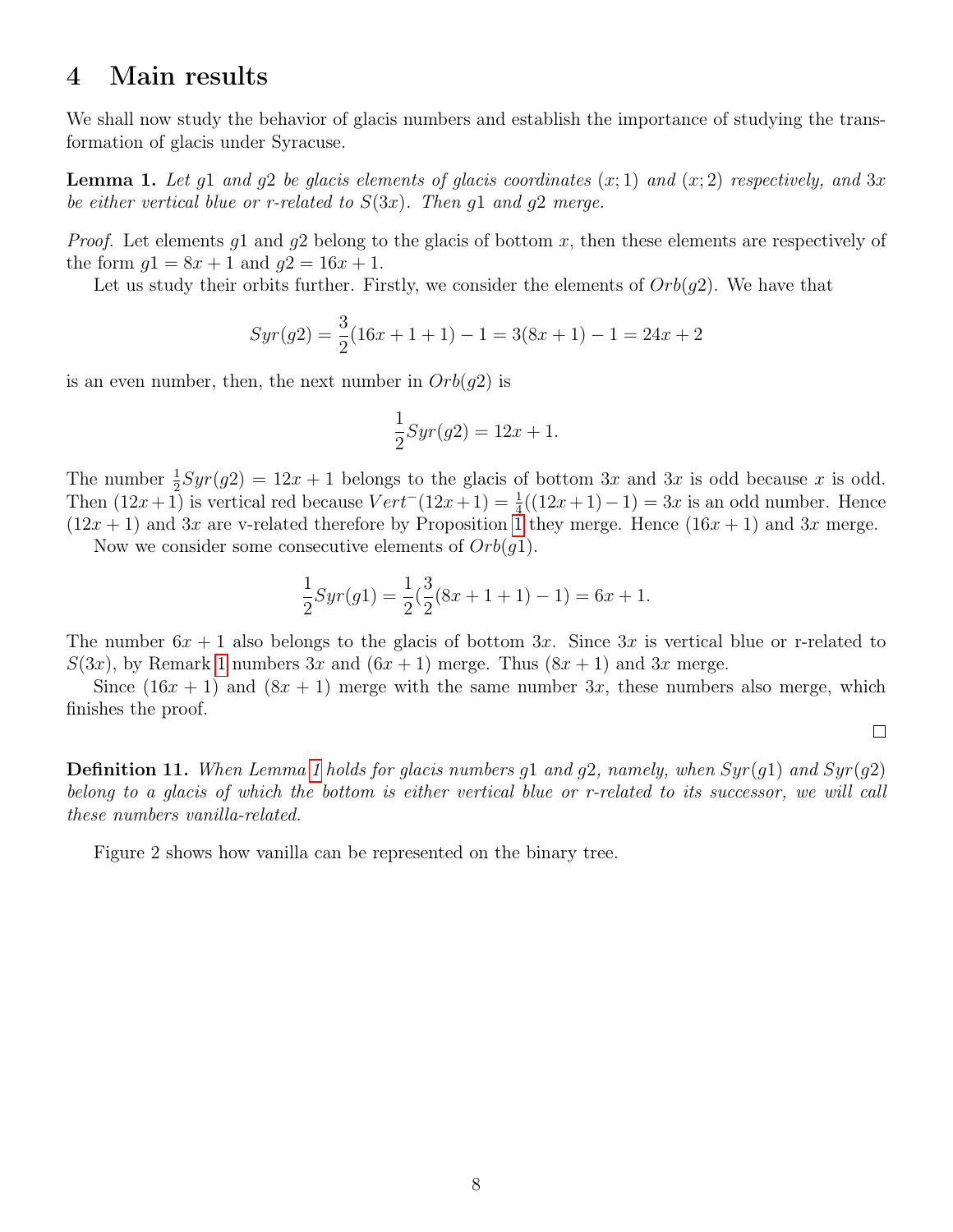## 4 Main results

We shall now study the behavior of glacis numbers and establish the importance of studying the transformation of glacis under Syracuse.

**Lemma 1.** *Let $g1$ and $g2$ be glacis elements of glacis coordinates $(x;1)$ and $(x;2)$ respectively, and $3x$ be either vertical blue or r-related to $S(3x)$. Then $g1$ and $g2$ merge.*

*Proof.* Let elements $g1$ and $g2$ belong to the glacis of bottom $x$, then these elements are respectively of the form $g1 = 8x + 1$ and $g2 = 16x + 1$.

Let us study their orbits further. Firstly, we consider the elements of $Orb(g2)$. We have that

$$Syr(g2) = \frac{3}{2}(16x + 1 + 1) - 1 = 3(8x + 1) - 1 = 24x + 2$$

is an even number, then, the next number in $Orb(g2)$ is

$$\frac{1}{2}Syr(g2) = 12x + 1.$$

The number $\frac{1}{2}Syr(g2) = 12x + 1$ belongs to the glacis of bottom $3x$ and $3x$ is odd because $x$ is odd. Then $(12x+1)$ is vertical red because $Vert^{-}(12x+1) = \frac{1}{4}((12x+1)-1) = 3x$ is an odd number. Hence $(12x + 1)$ and $3x$ are v-related therefore by Proposition 1 they merge. Hence $(16x + 1)$ and $3x$ merge.

Now we consider some consecutive elements of $Orb(g1)$.

$$\frac{1}{2}Syr(g1) = \frac{1}{2}(\frac{3}{2}(8x + 1 + 1) - 1) = 6x + 1.$$

The number $6x + 1$ also belongs to the glacis of bottom $3x$. Since $3x$ is vertical blue or r-related to $S(3x)$, by Remark 1 numbers $3x$ and $(6x + 1)$ merge. Thus $(8x + 1)$ and $3x$ merge.

Since $(16x + 1)$ and $(8x + 1)$ merge with the same number $3x$, these numbers also merge, which finishes the proof.

□

**Definition 11.** *When Lemma 1 holds for glacis numbers $g1$ and $g2$, namely, when $Syr(g1)$ and $Syr(g2)$ belong to a glacis of which the bottom is either vertical blue or r-related to its successor, we will call these numbers vanilla-related.*

Figure 2 shows how vanilla can be represented on the binary tree.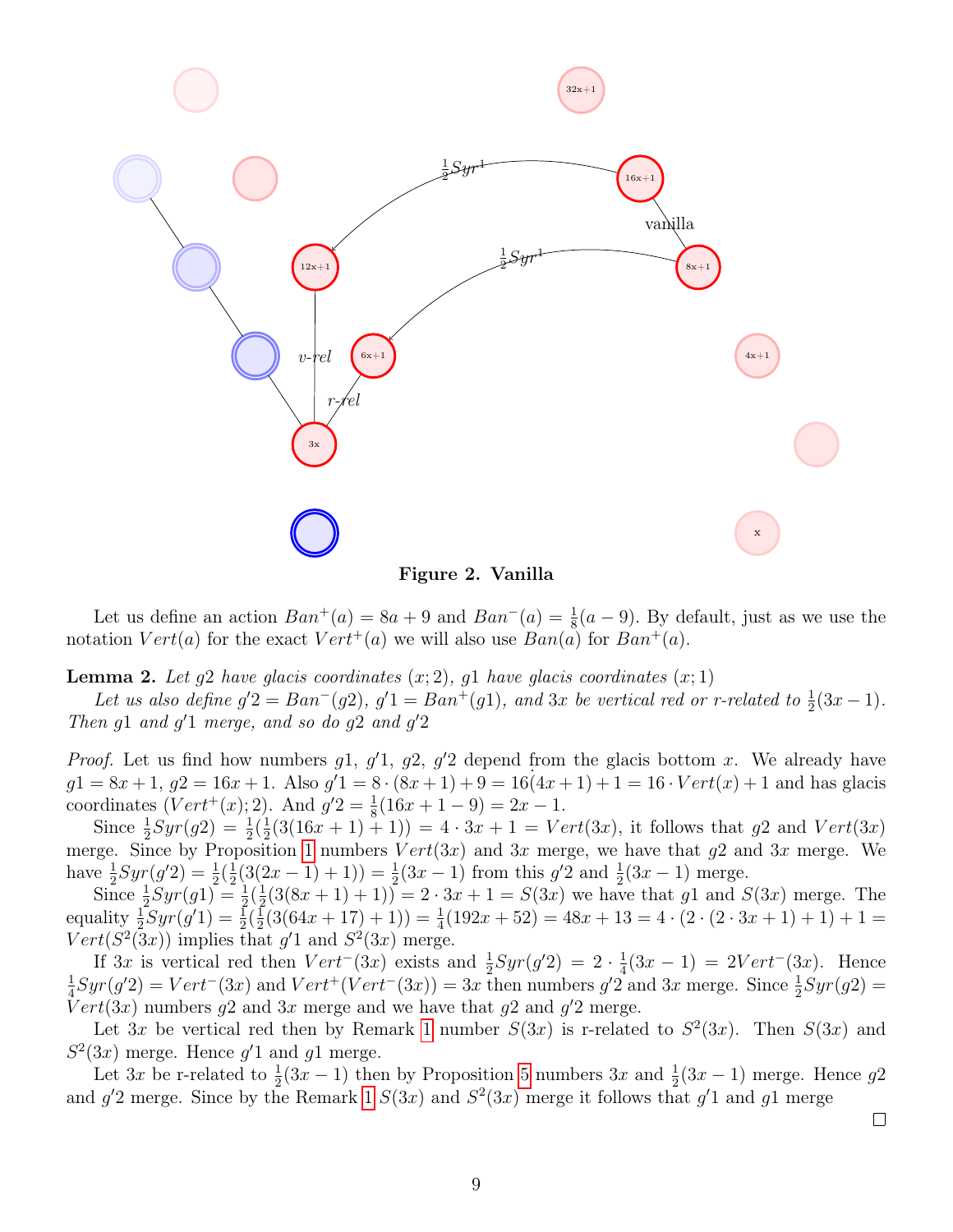**Figure 2. Vanilla**

Let us define an action $Ban^+(a) = 8a + 9$ and $Ban^-(a) = \frac{1}{8}(a - 9)$. By default, just as we use the notation $Vert(a)$ for the exact $Vert^+(a)$ we will also use $Ban(a)$ for $Ban^+(a)$.

**Lemma 2.** *Let $g2$ have glacis coordinates $(x; 2)$, $g1$ have glacis coordinates $(x; 1)$*

*Let us also define $g'2 = Ban^-(g2)$, $g'1 = Ban^+(g1)$, and $3x$ be vertical red or r-related to $\frac{1}{2}(3x-1)$. Then $g1$ and $g'1$ merge, and so do $g2$ and $g'2$*

*Proof.* Let us find how numbers $g1$, $g'1$, $g2$, $g'2$ depend from the glacis bottom $x$. We already have $g1 = 8x + 1$, $g2 = 16x + 1$. Also $g'1 = 8 \cdot (8x + 1) + 9 = 16(4x + 1) + 1 = 16 \cdot Vert(x) + 1$ and has glacis coordinates $(Vert^+(x); 2)$. And $g'2 = \frac{1}{8}(16x + 1 - 9) = 2x - 1$.

Since $\frac{1}{2}Syr(g2) = \frac{1}{2}(\frac{1}{2}(3(16x + 1) + 1)) = 4 \cdot 3x + 1 = Vert(3x)$, it follows that $g2$ and $Vert(3x)$ merge. Since by Proposition 1 numbers $Vert(3x)$ and $3x$ merge, we have that $g2$ and $3x$ merge. We have $\frac{1}{2}Syr(g'2) = \frac{1}{2}(\frac{1}{2}(3(2x - 1) + 1)) = \frac{1}{2}(3x - 1)$ from this $g'2$ and $\frac{1}{2}(3x - 1)$ merge.

Since $\frac{1}{2}Syr(g1) = \frac{1}{2}(\frac{1}{2}(3(8x + 1) + 1)) = 2 \cdot 3x + 1 = S(3x)$ we have that $g1$ and $S(3x)$ merge. The equality $\frac{1}{2}Syr(g'1) = \frac{1}{2}(\frac{1}{2}(3(64x + 17) + 1)) = \frac{1}{4}(192x + 52) = 48x + 13 = 4 \cdot (2 \cdot (2 \cdot 3x + 1) + 1) + 1 = Vert(S^2(3x))$ implies that $g'1$ and $S^2(3x)$ merge.

If $3x$ is vertical red then $Vert^-(3x)$ exists and $\frac{1}{2}Syr(g'2) = 2 \cdot \frac{1}{4}(3x - 1) = 2Vert^-(3x)$. Hence $\frac{1}{4}Syr(g'2) = Vert^-(3x)$ and $Vert^+(Vert^-(3x)) = 3x$ then numbers $g'2$ and $3x$ merge. Since $\frac{1}{2}Syr(g2) = Vert(3x)$ numbers $g2$ and $3x$ merge and we have that $g2$ and $g'2$ merge.

Let $3x$ be vertical red then by Remark 1 number $S(3x)$ is r-related to $S^2(3x)$. Then $S(3x)$ and $S^2(3x)$ merge. Hence $g'1$ and $g1$ merge.

Let $3x$ be r-related to $\frac{1}{2}(3x - 1)$ then by Proposition 5 numbers $3x$ and $\frac{1}{2}(3x - 1)$ merge. Hence $g2$ and $g'2$ merge. Since by the Remark 1 $S(3x)$ and $S^2(3x)$ merge it follows that $g'1$ and $g1$ merge

□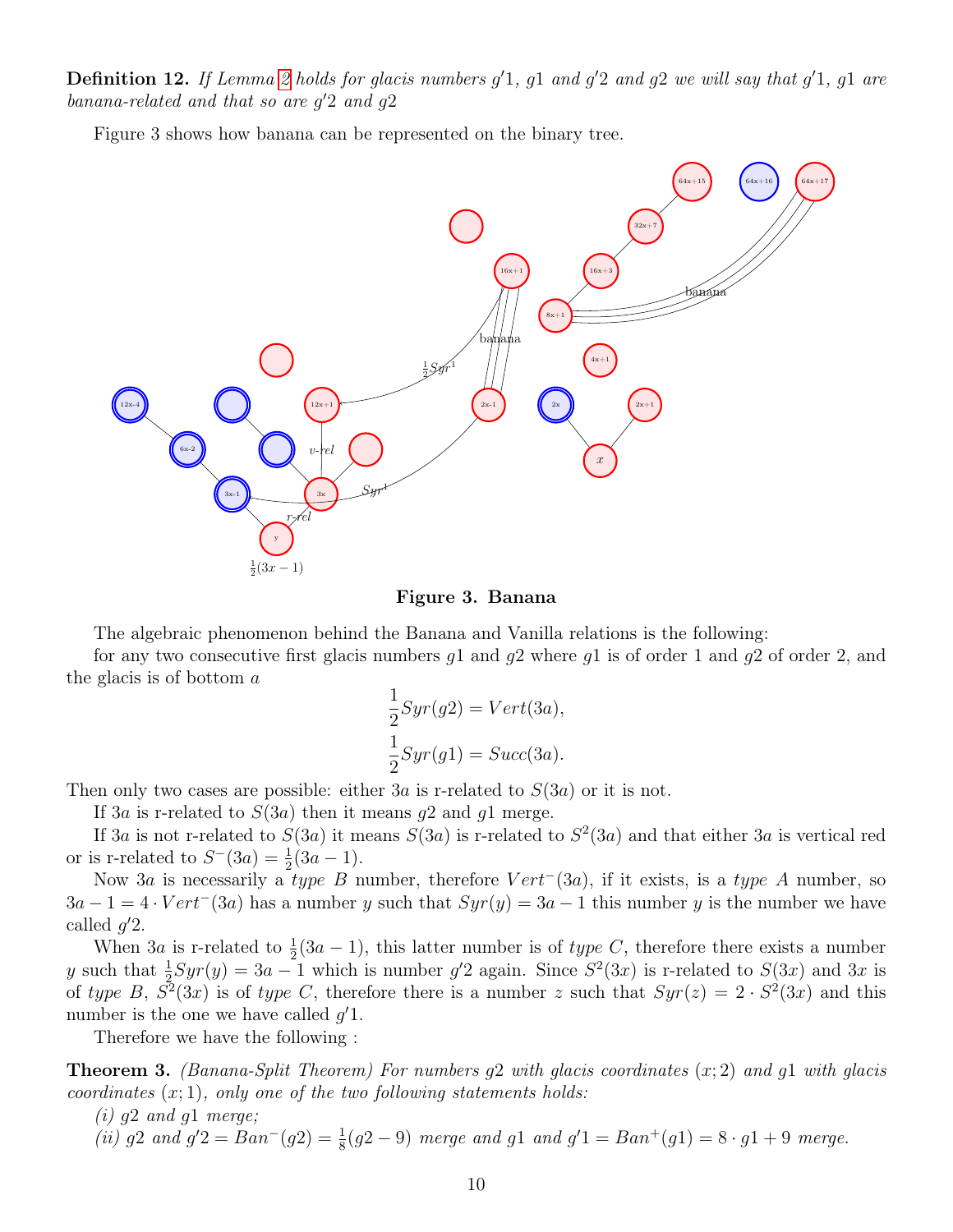**Definition 12.** *If Lemma 2 holds for glacis numbers $g'1$, $g1$ and $g'2$ and $g2$ we will say that $g'1$, $g1$ are banana-related and that so are $g'2$ and $g2$*

Figure 3 shows how banana can be represented on the binary tree.

**Figure 3. Banana**

The algebraic phenomenon behind the Banana and Vanilla relations is the following:

for any two consecutive first glacis numbers $g1$ and $g2$ where $g1$ is of order 1 and $g2$ of order 2, and the glacis is of bottom $a$

$$\frac{1}{2}Syr(g2) = Vert(3a),$$

$$\frac{1}{2}Syr(g1) = Succ(3a).$$

Then only two cases are possible: either $3a$ is r-related to $S(3a)$ or it is not.

If $3a$ is r-related to $S(3a)$ then it means $g2$ and $g1$ merge.

If $3a$ is not r-related to $S(3a)$ it means $S(3a)$ is r-related to $S^2(3a)$ and that either $3a$ is vertical red or is r-related to $S^-(3a) = \frac{1}{2}(3a-1)$.

Now $3a$ is necessarily a *type B* number, therefore $Vert^-(3a)$, if it exists, is a *type A* number, so $3a - 1 = 4 \cdot Vert^-(3a)$ has a number $y$ such that $Syr(y) = 3a - 1$ this number $y$ is the number we have called $g'2$.

When $3a$ is r-related to $\frac{1}{2}(3a-1)$, this latter number is of *type C*, therefore there exists a number $y$ such that $\frac{1}{2}Syr(y) = 3a - 1$ which is number $g'2$ again. Since $S^2(3x)$ is r-related to $S(3x)$ and $3x$ is of *type B*, $S^2(3x)$ is of *type C*, therefore there is a number $z$ such that $Syr(z) = 2 \cdot S^2(3x)$ and this number is the one we have called $g'1$.

Therefore we have the following :

**Theorem 3.** *(Banana-Split Theorem) For numbers $g2$ with glacis coordinates $(x;2)$ and $g1$ with glacis coordinates $(x;1)$, only one of the two following statements holds:*

*(i) $g2$ and $g1$ merge;*

*(ii) $g2$ and $g'2 = Ban^-(g2) = \frac{1}{8}(g2-9)$ merge and $g1$ and $g'1 = Ban^+(g1) = 8 \cdot g1 + 9$ merge.*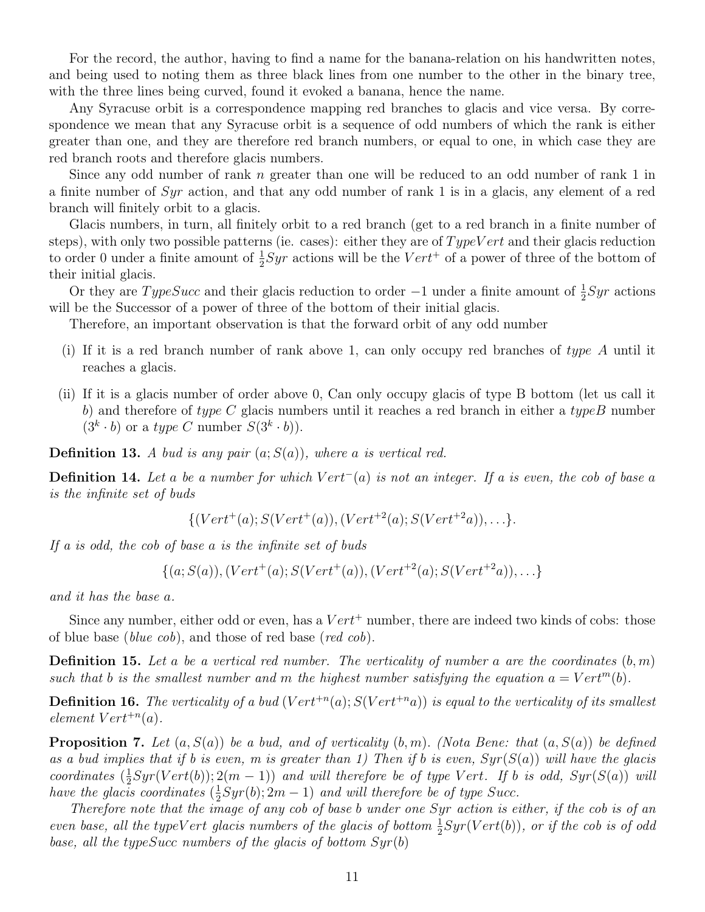For the record, the author, having to find a name for the banana-relation on his handwritten notes, and being used to noting them as three black lines from one number to the other in the binary tree, with the three lines being curved, found it evoked a banana, hence the name.

Any Syracuse orbit is a correspondence mapping red branches to glacis and vice versa. By correspondence we mean that any Syracuse orbit is a sequence of odd numbers of which the rank is either greater than one, and they are therefore red branch numbers, or equal to one, in which case they are red branch roots and therefore glacis numbers.

Since any odd number of rank $n$ greater than one will be reduced to an odd number of rank 1 in a finite number of $Syr$ action, and that any odd number of rank 1 is in a glacis, any element of a red branch will finitely orbit to a glacis.

Glacis numbers, in turn, all finitely orbit to a red branch (get to a red branch in a finite number of steps), with only two possible patterns (ie. cases): either they are of $TypeVert$ and their glacis reduction to order 0 under a finite amount of $\frac{1}{2}Syr$ actions will be the $Vert^{+}$ of a power of three of the bottom of their initial glacis.

Or they are $TypeSucc$ and their glacis reduction to order $-1$ under a finite amount of $\frac{1}{2}Syr$ actions will be the Successor of a power of three of the bottom of their initial glacis.

Therefore, an important observation is that the forward orbit of any odd number

(i) If it is a red branch number of rank above 1, can only occupy red branches of *type A* until it reaches a glacis.

(ii) If it is a glacis number of order above 0, Can only occupy glacis of type B bottom (let us call it $b$) and therefore of *type C* glacis numbers until it reaches a red branch in either a *typeB* number ($3^k \cdot b$) or a *type C* number $S(3^k \cdot b)$).

**Definition 13.** *A bud is any pair $(a; S(a))$, where $a$ is vertical red.*

**Definition 14.** *Let $a$ be a number for which $Vert^{-}(a)$ is not an integer. If $a$ is even, the cob of base $a$ is the infinite set of buds*

$$\{(Vert^{+}(a); S(Vert^{+}(a)), (Vert^{+2}(a); S(Vert^{+2}a)), \ldots\}.$$

*If $a$ is odd, the cob of base $a$ is the infinite set of buds*

$$\{(a; S(a)), (Vert^{+}(a); S(Vert^{+}(a)), (Vert^{+2}(a); S(Vert^{+2}a)), \ldots\}$$

*and it has the base $a$.*

Since any number, either odd or even, has a $Vert^{+}$ number, there are indeed two kinds of cobs: those of blue base (*blue cob*), and those of red base (*red cob*).

**Definition 15.** *Let $a$ be a vertical red number. The verticality of number $a$ are the coordinates $(b, m)$ such that $b$ is the smallest number and $m$ the highest number satisfying the equation $a = Vert^{m}(b)$.*

**Definition 16.** *The verticality of a bud $(Vert^{+n}(a); S(Vert^{+n}a))$ is equal to the verticality of its smallest element $Vert^{+n}(a)$.*

**Proposition 7.** *Let $(a, S(a))$ be a bud, and of verticality $(b, m)$. (Nota Bene: that $(a, S(a))$ be defined as a bud implies that if $b$ is even, $m$ is greater than 1) Then if $b$ is even, $Syr(S(a))$ will have the glacis coordinates $(\frac{1}{2}Syr(Vert(b)); 2(m-1))$ and will therefore be of type $Vert$. If $b$ is odd, $Syr(S(a))$ will have the glacis coordinates $(\frac{1}{2}Syr(b); 2m-1)$ and will therefore be of type $Succ$.*

*Therefore note that the image of any cob of base $b$ under one $Syr$ action is either, if the cob is of an even base, all the typeVert glacis numbers of the glacis of bottom $\frac{1}{2}Syr(Vert(b))$, or if the cob is of odd base, all the typeSucc numbers of the glacis of bottom $Syr(b)$*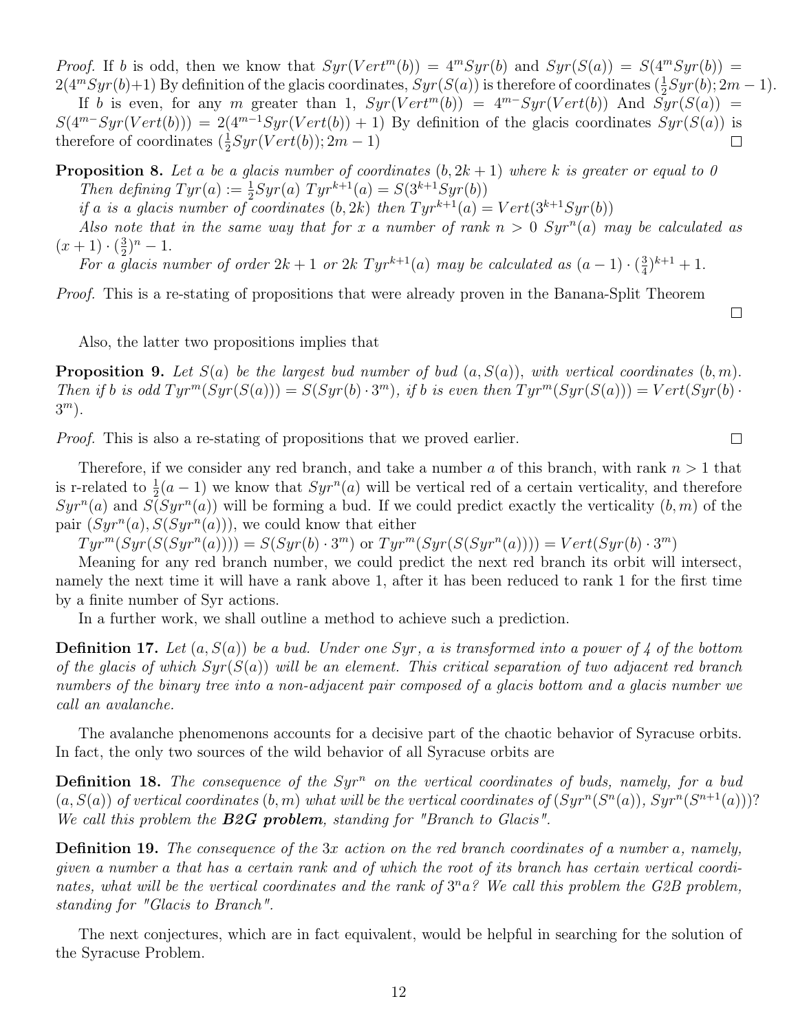*Proof.* If $b$ is odd, then we know that $Syr(Vert^m(b)) = 4^m Syr(b)$ and $Syr(S(a)) = S(4^m Syr(b)) = 2(4^m Syr(b)+1)$ By definition of the glacis coordinates, $Syr(S(a))$ is therefore of coordinates $(\frac{1}{2}Syr(b); 2m-1)$.

If $b$ is even, for any $m$ greater than 1, $Syr(Vert^m(b)) = 4^{m-} Syr(Vert(b))$ And $Syr(S(a)) = S(4^{m-} Syr(Vert(b))) = 2(4^{m-1} Syr(Vert(b)) + 1)$ By definition of the glacis coordinates $Syr(S(a))$ is therefore of coordinates $(\frac{1}{2}Syr(Vert(b)); 2m-1)$ □

**Proposition 8.** *Let $a$ be a glacis number of coordinates $(b, 2k+1)$ where $k$ is greater or equal to 0*

*Then defining $Tyr(a) := \frac{1}{2}Syr(a)$ $Tyr^{k+1}(a) = S(3^{k+1} Syr(b))$*

*if $a$ is a glacis number of coordinates $(b, 2k)$ then $Tyr^{k+1}(a) = Vert(3^{k+1} Syr(b))$*

*Also note that in the same way that for $x$ a number of rank $n > 0$ $Syr^n(a)$ may be calculated as $(x+1) \cdot (\frac{3}{2})^n - 1$.*

*For a glacis number of order $2k+1$ or $2k$ $Tyr^{k+1}(a)$ may be calculated as $(a-1) \cdot (\frac{3}{4})^{k+1} + 1$.*

*Proof.* This is a re-stating of propositions that were already proven in the Banana-Split Theorem □

Also, the latter two propositions implies that

**Proposition 9.** *Let $S(a)$ be the largest bud number of bud $(a, S(a))$, with vertical coordinates $(b, m)$. Then if $b$ is odd $Tyr^m(Syr(S(a))) = S(Syr(b) \cdot 3^m)$, if $b$ is even then $Tyr^m(Syr(S(a))) = Vert(Syr(b) \cdot 3^m)$.*

*Proof.* This is also a re-stating of propositions that we proved earlier. □

Therefore, if we consider any red branch, and take a number $a$ of this branch, with rank $n > 1$ that is r-related to $\frac{1}{2}(a-1)$ we know that $Syr^n(a)$ will be vertical red of a certain verticality, and therefore $Syr^n(a)$ and $S(Syr^n(a))$ will be forming a bud. If we could predict exactly the verticality $(b, m)$ of the pair $(Syr^n(a), S(Syr^n(a)))$, we could know that either

$Tyr^m(Syr(S(Syr^n(a)))) = S(Syr(b) \cdot 3^m)$ or $Tyr^m(Syr(S(Syr^n(a)))) = Vert(Syr(b) \cdot 3^m)$

Meaning for any red branch number, we could predict the next red branch its orbit will intersect, namely the next time it will have a rank above 1, after it has been reduced to rank 1 for the first time by a finite number of Syr actions.

In a further work, we shall outline a method to achieve such a prediction.

**Definition 17.** *Let $(a, S(a))$ be a bud. Under one Syr, $a$ is transformed into a power of 4 of the bottom of the glacis of which $Syr(S(a))$ will be an element. This critical separation of two adjacent red branch numbers of the binary tree into a non-adjacent pair composed of a glacis bottom and a glacis number we call an avalanche.*

The avalanche phenomenons accounts for a decisive part of the chaotic behavior of Syracuse orbits. In fact, the only two sources of the wild behavior of all Syracuse orbits are

**Definition 18.** *The consequence of the $Syr^n$ on the vertical coordinates of buds, namely, for a bud $(a, S(a))$ of vertical coordinates $(b, m)$ what will be the vertical coordinates of $(Syr^n(S^n(a)), Syr^n(S^{n+1}(a)))$? We call this problem the **B2G problem**, standing for "Branch to Glacis".*

**Definition 19.** *The consequence of the $3x$ action on the red branch coordinates of a number $a$, namely, given a number $a$ that has a certain rank and of which the root of its branch has certain vertical coordinates, what will be the vertical coordinates and the rank of $3^n a$? We call this problem the G2B problem, standing for "Glacis to Branch".*

The next conjectures, which are in fact equivalent, would be helpful in searching for the solution of the Syracuse Problem.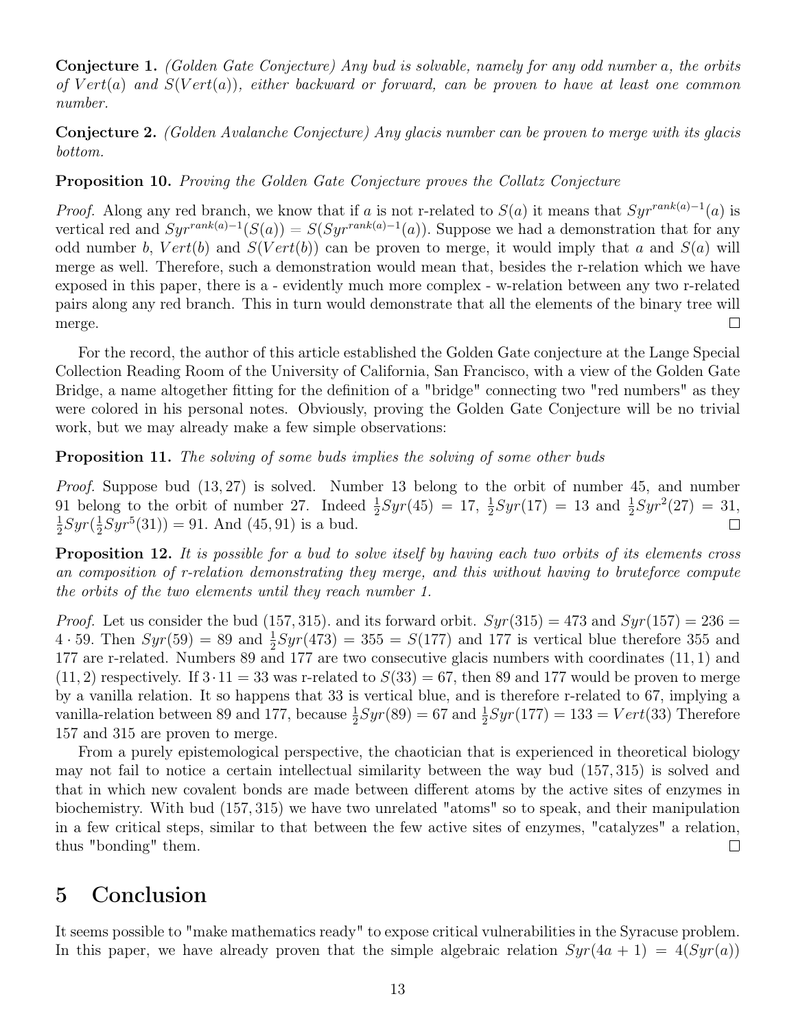**Conjecture 1.** *(Golden Gate Conjecture) Any bud is solvable, namely for any odd number $a$, the orbits of $Vert(a)$ and $S(Vert(a))$, either backward or forward, can be proven to have at least one common number.*

**Conjecture 2.** *(Golden Avalanche Conjecture) Any glacis number can be proven to merge with its glacis bottom.*

**Proposition 10.** *Proving the Golden Gate Conjecture proves the Collatz Conjecture*

*Proof.* Along any red branch, we know that if $a$ is not r-related to $S(a)$ it means that $Syr^{rank(a)-1}(a)$ is vertical red and $Syr^{rank(a)-1}(S(a)) = S(Syr^{rank(a)-1}(a))$. Suppose we had a demonstration that for any odd number $b$, $Vert(b)$ and $S(Vert(b))$ can be proven to merge, it would imply that $a$ and $S(a)$ will merge as well. Therefore, such a demonstration would mean that, besides the r-relation which we have exposed in this paper, there is a - evidently much more complex - w-relation between any two r-related pairs along any red branch. This in turn would demonstrate that all the elements of the binary tree will merge. □

For the record, the author of this article established the Golden Gate conjecture at the Lange Special Collection Reading Room of the University of California, San Francisco, with a view of the Golden Gate Bridge, a name altogether fitting for the definition of a "bridge" connecting two "red numbers" as they were colored in his personal notes. Obviously, proving the Golden Gate Conjecture will be no trivial work, but we may already make a few simple observations:

**Proposition 11.** *The solving of some buds implies the solving of some other buds*

*Proof.* Suppose bud $(13, 27)$ is solved. Number 13 belong to the orbit of number 45, and number 91 belong to the orbit of number 27. Indeed $\frac{1}{2}Syr(45) = 17$, $\frac{1}{2}Syr(17) = 13$ and $\frac{1}{2}Syr^2(27) = 31$, $\frac{1}{2}Syr(\frac{1}{2}Syr^5(31)) = 91$. And $(45, 91)$ is a bud. □

**Proposition 12.** *It is possible for a bud to solve itself by having each two orbits of its elements cross an composition of r-relation demonstrating they merge, and this without having to bruteforce compute the orbits of the two elements until they reach number 1.*

*Proof.* Let us consider the bud $(157, 315)$. and its forward orbit. $Syr(315) = 473$ and $Syr(157) = 236 = 4 \cdot 59$. Then $Syr(59) = 89$ and $\frac{1}{2}Syr(473) = 355 = S(177)$ and 177 is vertical blue therefore 355 and 177 are r-related. Numbers 89 and 177 are two consecutive glacis numbers with coordinates $(11, 1)$ and $(11, 2)$ respectively. If $3 \cdot 11 = 33$ was r-related to $S(33) = 67$, then 89 and 177 would be proven to merge by a vanilla relation. It so happens that 33 is vertical blue, and is therefore r-related to 67, implying a vanilla-relation between 89 and 177, because $\frac{1}{2}Syr(89) = 67$ and $\frac{1}{2}Syr(177) = 133 = Vert(33)$ Therefore 157 and 315 are proven to merge.

From a purely epistemological perspective, the chaotician that is experienced in theoretical biology may not fail to notice a certain intellectual similarity between the way bud $(157, 315)$ is solved and that in which new covalent bonds are made between different atoms by the active sites of enzymes in biochemistry. With bud $(157, 315)$ we have two unrelated "atoms" so to speak, and their manipulation in a few critical steps, similar to that between the few active sites of enzymes, "catalyzes" a relation, thus "bonding" them. □

# 5 Conclusion

It seems possible to "make mathematics ready" to expose critical vulnerabilities in the Syracuse problem. In this paper, we have already proven that the simple algebraic relation $Syr(4a + 1) = 4(Syr(a))$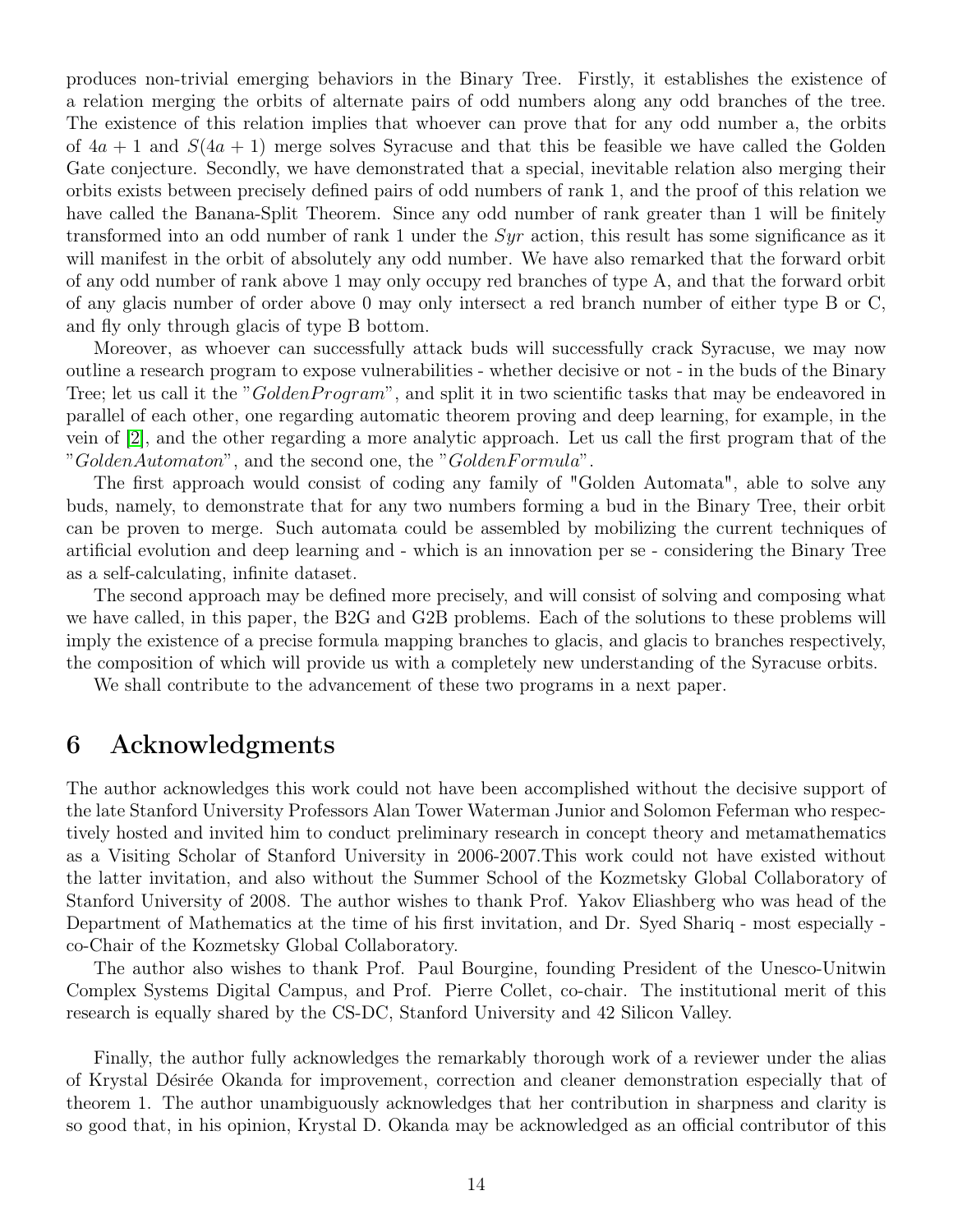produces non-trivial emerging behaviors in the Binary Tree. Firstly, it establishes the existence of a relation merging the orbits of alternate pairs of odd numbers along any odd branches of the tree. The existence of this relation implies that whoever can prove that for any odd number a, the orbits of $4a + 1$ and $S(4a + 1)$ merge solves Syracuse and that this be feasible we have called the Golden Gate conjecture. Secondly, we have demonstrated that a special, inevitable relation also merging their orbits exists between precisely defined pairs of odd numbers of rank 1, and the proof of this relation we have called the Banana-Split Theorem. Since any odd number of rank greater than 1 will be finitely transformed into an odd number of rank 1 under the $Syr$ action, this result has some significance as it will manifest in the orbit of absolutely any odd number. We have also remarked that the forward orbit of any odd number of rank above 1 may only occupy red branches of type A, and that the forward orbit of any glacis number of order above 0 may only intersect a red branch number of either type B or C, and fly only through glacis of type B bottom.

Moreover, as whoever can successfully attack buds will successfully crack Syracuse, we may now outline a research program to expose vulnerabilities - whether decisive or not - in the buds of the Binary Tree; let us call it the "$GoldenProgram$", and split it in two scientific tasks that may be endeavored in parallel of each other, one regarding automatic theorem proving and deep learning, for example, in the vein of [2], and the other regarding a more analytic approach. Let us call the first program that of the "$GoldenAutomaton$", and the second one, the "$GoldenFormula$".

The first approach would consist of coding any family of "Golden Automata", able to solve any buds, namely, to demonstrate that for any two numbers forming a bud in the Binary Tree, their orbit can be proven to merge. Such automata could be assembled by mobilizing the current techniques of artificial evolution and deep learning and - which is an innovation per se - considering the Binary Tree as a self-calculating, infinite dataset.

The second approach may be defined more precisely, and will consist of solving and composing what we have called, in this paper, the B2G and G2B problems. Each of the solutions to these problems will imply the existence of a precise formula mapping branches to glacis, and glacis to branches respectively, the composition of which will provide us with a completely new understanding of the Syracuse orbits.

We shall contribute to the advancement of these two programs in a next paper.

# 6 Acknowledgments

The author acknowledges this work could not have been accomplished without the decisive support of the late Stanford University Professors Alan Tower Waterman Junior and Solomon Feferman who respectively hosted and invited him to conduct preliminary research in concept theory and metamathematics as a Visiting Scholar of Stanford University in 2006-2007.This work could not have existed without the latter invitation, and also without the Summer School of the Kozmetsky Global Collaboratory of Stanford University of 2008. The author wishes to thank Prof. Yakov Eliashberg who was head of the Department of Mathematics at the time of his first invitation, and Dr. Syed Shariq - most especially - co-Chair of the Kozmetsky Global Collaboratory.

The author also wishes to thank Prof. Paul Bourgine, founding President of the Unesco-Unitwin Complex Systems Digital Campus, and Prof. Pierre Collet, co-chair. The institutional merit of this research is equally shared by the CS-DC, Stanford University and 42 Silicon Valley.

Finally, the author fully acknowledges the remarkably thorough work of a reviewer under the alias of Krystal Désirée Okanda for improvement, correction and cleaner demonstration especially that of theorem 1. The author unambiguously acknowledges that her contribution in sharpness and clarity is so good that, in his opinion, Krystal D. Okanda may be acknowledged as an official contributor of this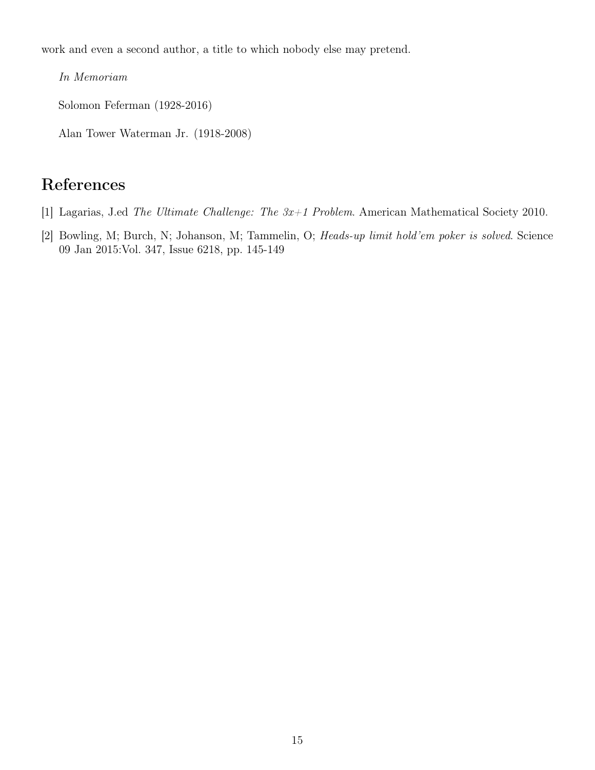work and even a second author, a title to which nobody else may pretend.

*In Memoriam*

Solomon Feferman (1928-2016)

Alan Tower Waterman Jr. (1918-2008)

# References

[1] Lagarias, J.ed *The Ultimate Challenge: The 3x+1 Problem*. American Mathematical Society 2010.

[2] Bowling, M; Burch, N; Johanson, M; Tammelin, O; *Heads-up limit hold'em poker is solved*. Science 09 Jan 2015:Vol. 347, Issue 6218, pp. 145-149